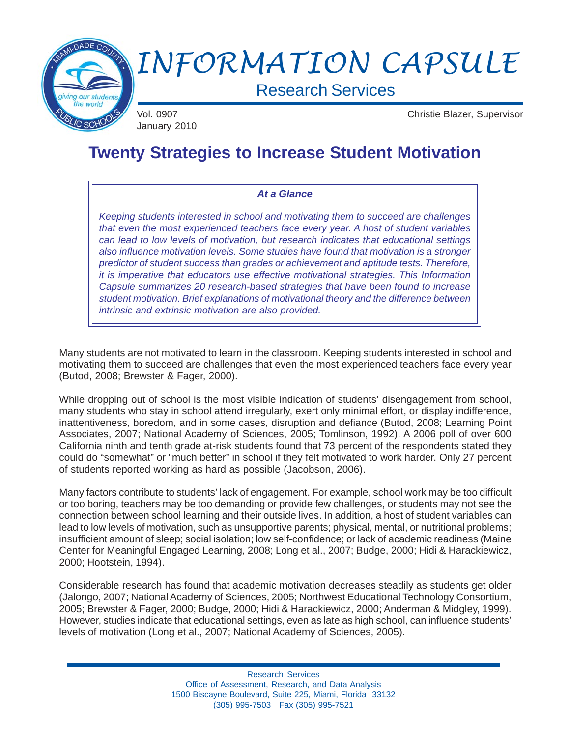# INFORMATION CAPSULE

Research Services

Vol. 0907
January 2010

Christie Blazer, Supervisor

## Twenty Strategies to Increase Student Motivation

***At a Glance***

*Keeping students interested in school and motivating them to succeed are challenges that even the most experienced teachers face every year. A host of student variables can lead to low levels of motivation, but research indicates that educational settings also influence motivation levels. Some studies have found that motivation is a stronger predictor of student success than grades or achievement and aptitude tests. Therefore, it is imperative that educators use effective motivational strategies. This Information Capsule summarizes 20 research-based strategies that have been found to increase student motivation. Brief explanations of motivational theory and the difference between intrinsic and extrinsic motivation are also provided.*

Many students are not motivated to learn in the classroom. Keeping students interested in school and motivating them to succeed are challenges that even the most experienced teachers face every year (Butod, 2008; Brewster & Fager, 2000).

While dropping out of school is the most visible indication of students' disengagement from school, many students who stay in school attend irregularly, exert only minimal effort, or display indifference, inattentiveness, boredom, and in some cases, disruption and defiance (Butod, 2008; Learning Point Associates, 2007; National Academy of Sciences, 2005; Tomlinson, 1992). A 2006 poll of over 600 California ninth and tenth grade at-risk students found that 73 percent of the respondents stated they could do "somewhat" or "much better" in school if they felt motivated to work harder. Only 27 percent of students reported working as hard as possible (Jacobson, 2006).

Many factors contribute to students' lack of engagement. For example, school work may be too difficult or too boring, teachers may be too demanding or provide few challenges, or students may not see the connection between school learning and their outside lives. In addition, a host of student variables can lead to low levels of motivation, such as unsupportive parents; physical, mental, or nutritional problems; insufficient amount of sleep; social isolation; low self-confidence; or lack of academic readiness (Maine Center for Meaningful Engaged Learning, 2008; Long et al., 2007; Budge, 2000; Hidi & Harackiewicz, 2000; Hootstein, 1994).

Considerable research has found that academic motivation decreases steadily as students get older (Jalongo, 2007; National Academy of Sciences, 2005; Northwest Educational Technology Consortium, 2005; Brewster & Fager, 2000; Budge, 2000; Hidi & Harackiewicz, 2000; Anderman & Midgley, 1999). However, studies indicate that educational settings, even as late as high school, can influence students' levels of motivation (Long et al., 2007; National Academy of Sciences, 2005).

Research Services
Office of Assessment, Research, and Data Analysis
1500 Biscayne Boulevard, Suite 225, Miami, Florida 33132
(305) 995-7503 Fax (305) 995-7521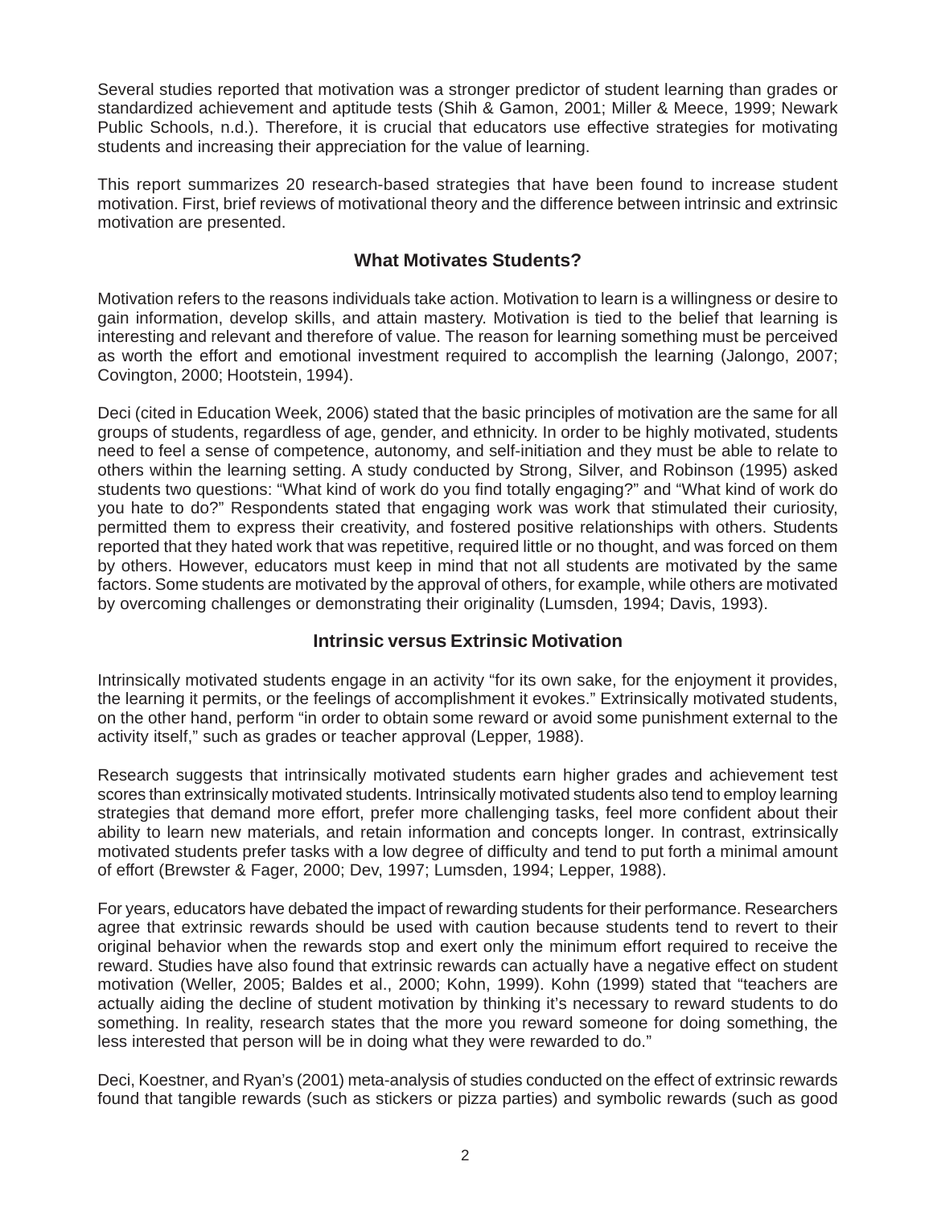Several studies reported that motivation was a stronger predictor of student learning than grades or standardized achievement and aptitude tests (Shih & Gamon, 2001; Miller & Meece, 1999; Newark Public Schools, n.d.). Therefore, it is crucial that educators use effective strategies for motivating students and increasing their appreciation for the value of learning.

This report summarizes 20 research-based strategies that have been found to increase student motivation. First, brief reviews of motivational theory and the difference between intrinsic and extrinsic motivation are presented.

## What Motivates Students?

Motivation refers to the reasons individuals take action. Motivation to learn is a willingness or desire to gain information, develop skills, and attain mastery. Motivation is tied to the belief that learning is interesting and relevant and therefore of value. The reason for learning something must be perceived as worth the effort and emotional investment required to accomplish the learning (Jalongo, 2007; Covington, 2000; Hootstein, 1994).

Deci (cited in Education Week, 2006) stated that the basic principles of motivation are the same for all groups of students, regardless of age, gender, and ethnicity. In order to be highly motivated, students need to feel a sense of competence, autonomy, and self-initiation and they must be able to relate to others within the learning setting. A study conducted by Strong, Silver, and Robinson (1995) asked students two questions: "What kind of work do you find totally engaging?" and "What kind of work do you hate to do?" Respondents stated that engaging work was work that stimulated their curiosity, permitted them to express their creativity, and fostered positive relationships with others. Students reported that they hated work that was repetitive, required little or no thought, and was forced on them by others. However, educators must keep in mind that not all students are motivated by the same factors. Some students are motivated by the approval of others, for example, while others are motivated by overcoming challenges or demonstrating their originality (Lumsden, 1994; Davis, 1993).

## Intrinsic versus Extrinsic Motivation

Intrinsically motivated students engage in an activity "for its own sake, for the enjoyment it provides, the learning it permits, or the feelings of accomplishment it evokes." Extrinsically motivated students, on the other hand, perform "in order to obtain some reward or avoid some punishment external to the activity itself," such as grades or teacher approval (Lepper, 1988).

Research suggests that intrinsically motivated students earn higher grades and achievement test scores than extrinsically motivated students. Intrinsically motivated students also tend to employ learning strategies that demand more effort, prefer more challenging tasks, feel more confident about their ability to learn new materials, and retain information and concepts longer. In contrast, extrinsically motivated students prefer tasks with a low degree of difficulty and tend to put forth a minimal amount of effort (Brewster & Fager, 2000; Dev, 1997; Lumsden, 1994; Lepper, 1988).

For years, educators have debated the impact of rewarding students for their performance. Researchers agree that extrinsic rewards should be used with caution because students tend to revert to their original behavior when the rewards stop and exert only the minimum effort required to receive the reward. Studies have also found that extrinsic rewards can actually have a negative effect on student motivation (Weller, 2005; Baldes et al., 2000; Kohn, 1999). Kohn (1999) stated that "teachers are actually aiding the decline of student motivation by thinking it's necessary to reward students to do something. In reality, research states that the more you reward someone for doing something, the less interested that person will be in doing what they were rewarded to do."

Deci, Koestner, and Ryan's (2001) meta-analysis of studies conducted on the effect of extrinsic rewards found that tangible rewards (such as stickers or pizza parties) and symbolic rewards (such as good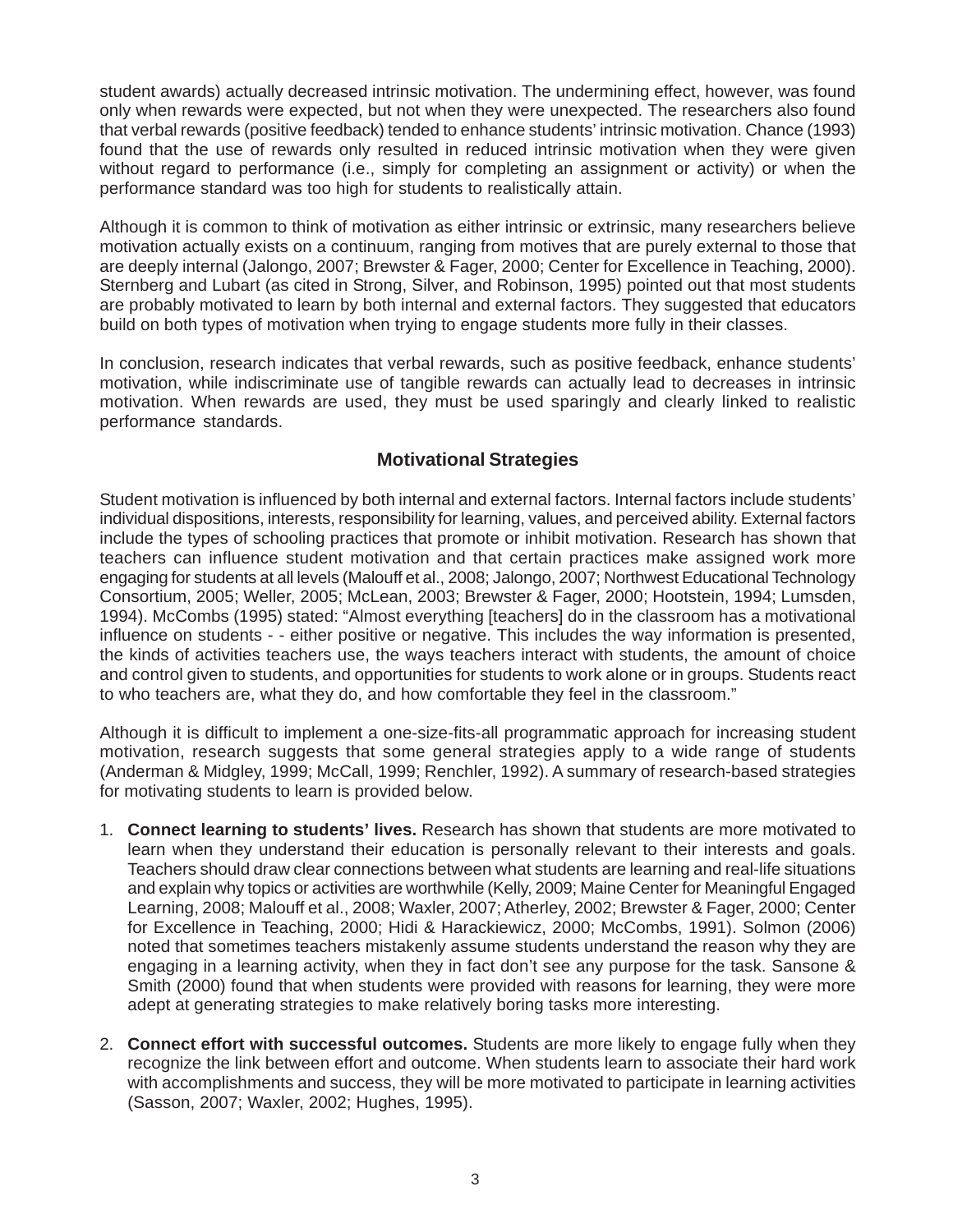student awards) actually decreased intrinsic motivation. The undermining effect, however, was found only when rewards were expected, but not when they were unexpected. The researchers also found that verbal rewards (positive feedback) tended to enhance students' intrinsic motivation. Chance (1993) found that the use of rewards only resulted in reduced intrinsic motivation when they were given without regard to performance (i.e., simply for completing an assignment or activity) or when the performance standard was too high for students to realistically attain.

Although it is common to think of motivation as either intrinsic or extrinsic, many researchers believe motivation actually exists on a continuum, ranging from motives that are purely external to those that are deeply internal (Jalongo, 2007; Brewster & Fager, 2000; Center for Excellence in Teaching, 2000). Sternberg and Lubart (as cited in Strong, Silver, and Robinson, 1995) pointed out that most students are probably motivated to learn by both internal and external factors. They suggested that educators build on both types of motivation when trying to engage students more fully in their classes.

In conclusion, research indicates that verbal rewards, such as positive feedback, enhance students' motivation, while indiscriminate use of tangible rewards can actually lead to decreases in intrinsic motivation. When rewards are used, they must be used sparingly and clearly linked to realistic performance standards.

## Motivational Strategies

Student motivation is influenced by both internal and external factors. Internal factors include students' individual dispositions, interests, responsibility for learning, values, and perceived ability. External factors include the types of schooling practices that promote or inhibit motivation. Research has shown that teachers can influence student motivation and that certain practices make assigned work more engaging for students at all levels (Malouff et al., 2008; Jalongo, 2007; Northwest Educational Technology Consortium, 2005; Weller, 2005; McLean, 2003; Brewster & Fager, 2000; Hootstein, 1994; Lumsden, 1994). McCombs (1995) stated: "Almost everything [teachers] do in the classroom has a motivational influence on students - - either positive or negative. This includes the way information is presented, the kinds of activities teachers use, the ways teachers interact with students, the amount of choice and control given to students, and opportunities for students to work alone or in groups. Students react to who teachers are, what they do, and how comfortable they feel in the classroom."

Although it is difficult to implement a one-size-fits-all programmatic approach for increasing student motivation, research suggests that some general strategies apply to a wide range of students (Anderman & Midgley, 1999; McCall, 1999; Renchler, 1992). A summary of research-based strategies for motivating students to learn is provided below.

1. **Connect learning to students' lives.** Research has shown that students are more motivated to learn when they understand their education is personally relevant to their interests and goals. Teachers should draw clear connections between what students are learning and real-life situations and explain why topics or activities are worthwhile (Kelly, 2009; Maine Center for Meaningful Engaged Learning, 2008; Malouff et al., 2008; Waxler, 2007; Atherley, 2002; Brewster & Fager, 2000; Center for Excellence in Teaching, 2000; Hidi & Harackiewicz, 2000; McCombs, 1991). Solmon (2006) noted that sometimes teachers mistakenly assume students understand the reason why they are engaging in a learning activity, when they in fact don't see any purpose for the task. Sansone & Smith (2000) found that when students were provided with reasons for learning, they were more adept at generating strategies to make relatively boring tasks more interesting.

2. **Connect effort with successful outcomes.** Students are more likely to engage fully when they recognize the link between effort and outcome. When students learn to associate their hard work with accomplishments and success, they will be more motivated to participate in learning activities (Sasson, 2007; Waxler, 2002; Hughes, 1995).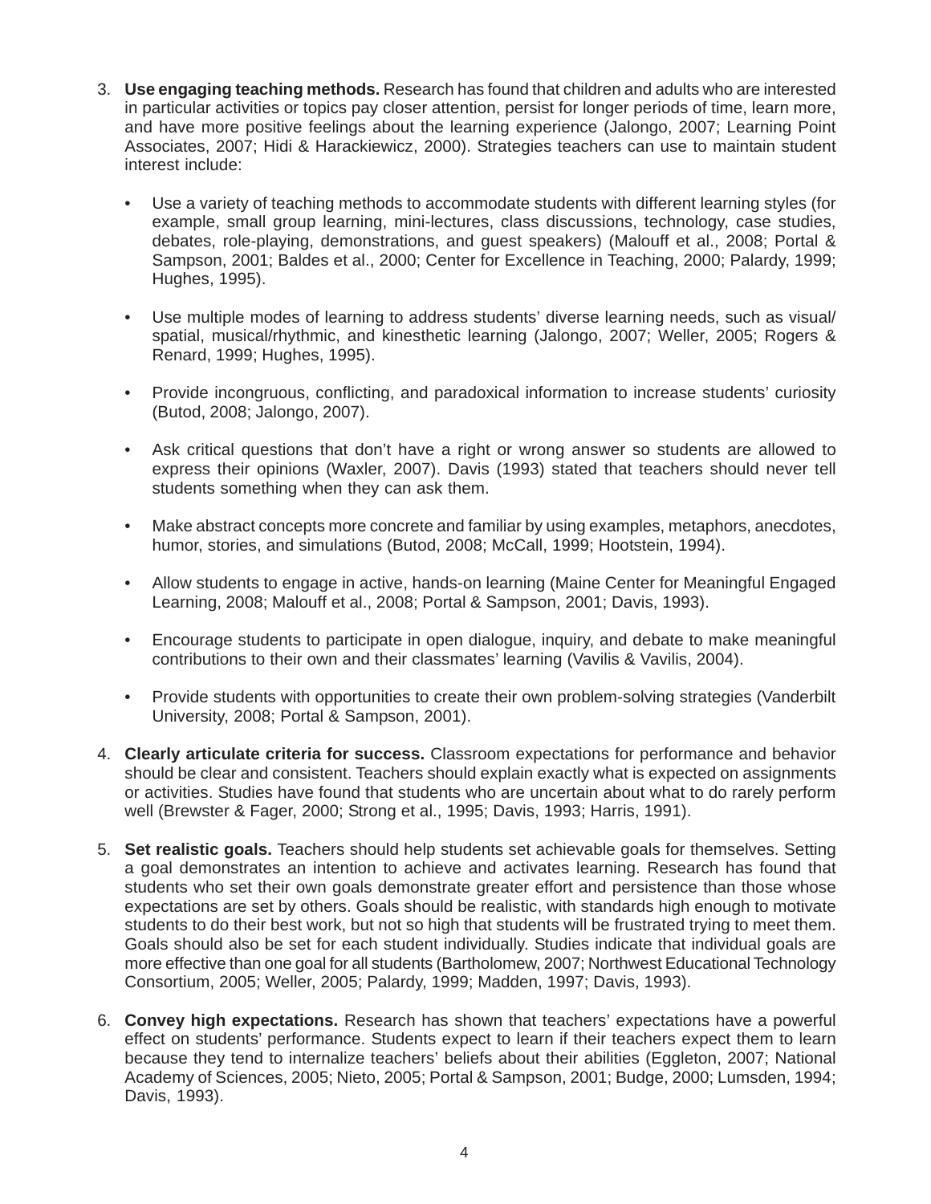3. **Use engaging teaching methods.** Research has found that children and adults who are interested in particular activities or topics pay closer attention, persist for longer periods of time, learn more, and have more positive feelings about the learning experience (Jalongo, 2007; Learning Point Associates, 2007; Hidi & Harackiewicz, 2000). Strategies teachers can use to maintain student interest include:

   - Use a variety of teaching methods to accommodate students with different learning styles (for example, small group learning, mini-lectures, class discussions, technology, case studies, debates, role-playing, demonstrations, and guest speakers) (Malouff et al., 2008; Portal & Sampson, 2001; Baldes et al., 2000; Center for Excellence in Teaching, 2000; Palardy, 1999; Hughes, 1995).

   - Use multiple modes of learning to address students' diverse learning needs, such as visual/spatial, musical/rhythmic, and kinesthetic learning (Jalongo, 2007; Weller, 2005; Rogers & Renard, 1999; Hughes, 1995).

   - Provide incongruous, conflicting, and paradoxical information to increase students' curiosity (Butod, 2008; Jalongo, 2007).

   - Ask critical questions that don't have a right or wrong answer so students are allowed to express their opinions (Waxler, 2007). Davis (1993) stated that teachers should never tell students something when they can ask them.

   - Make abstract concepts more concrete and familiar by using examples, metaphors, anecdotes, humor, stories, and simulations (Butod, 2008; McCall, 1999; Hootstein, 1994).

   - Allow students to engage in active, hands-on learning (Maine Center for Meaningful Engaged Learning, 2008; Malouff et al., 2008; Portal & Sampson, 2001; Davis, 1993).

   - Encourage students to participate in open dialogue, inquiry, and debate to make meaningful contributions to their own and their classmates' learning (Vavilis & Vavilis, 2004).

   - Provide students with opportunities to create their own problem-solving strategies (Vanderbilt University, 2008; Portal & Sampson, 2001).

4. **Clearly articulate criteria for success.** Classroom expectations for performance and behavior should be clear and consistent. Teachers should explain exactly what is expected on assignments or activities. Studies have found that students who are uncertain about what to do rarely perform well (Brewster & Fager, 2000; Strong et al., 1995; Davis, 1993; Harris, 1991).

5. **Set realistic goals.** Teachers should help students set achievable goals for themselves. Setting a goal demonstrates an intention to achieve and activates learning. Research has found that students who set their own goals demonstrate greater effort and persistence than those whose expectations are set by others. Goals should be realistic, with standards high enough to motivate students to do their best work, but not so high that students will be frustrated trying to meet them. Goals should also be set for each student individually. Studies indicate that individual goals are more effective than one goal for all students (Bartholomew, 2007; Northwest Educational Technology Consortium, 2005; Weller, 2005; Palardy, 1999; Madden, 1997; Davis, 1993).

6. **Convey high expectations.** Research has shown that teachers' expectations have a powerful effect on students' performance. Students expect to learn if their teachers expect them to learn because they tend to internalize teachers' beliefs about their abilities (Eggleton, 2007; National Academy of Sciences, 2005; Nieto, 2005; Portal & Sampson, 2001; Budge, 2000; Lumsden, 1994; Davis, 1993).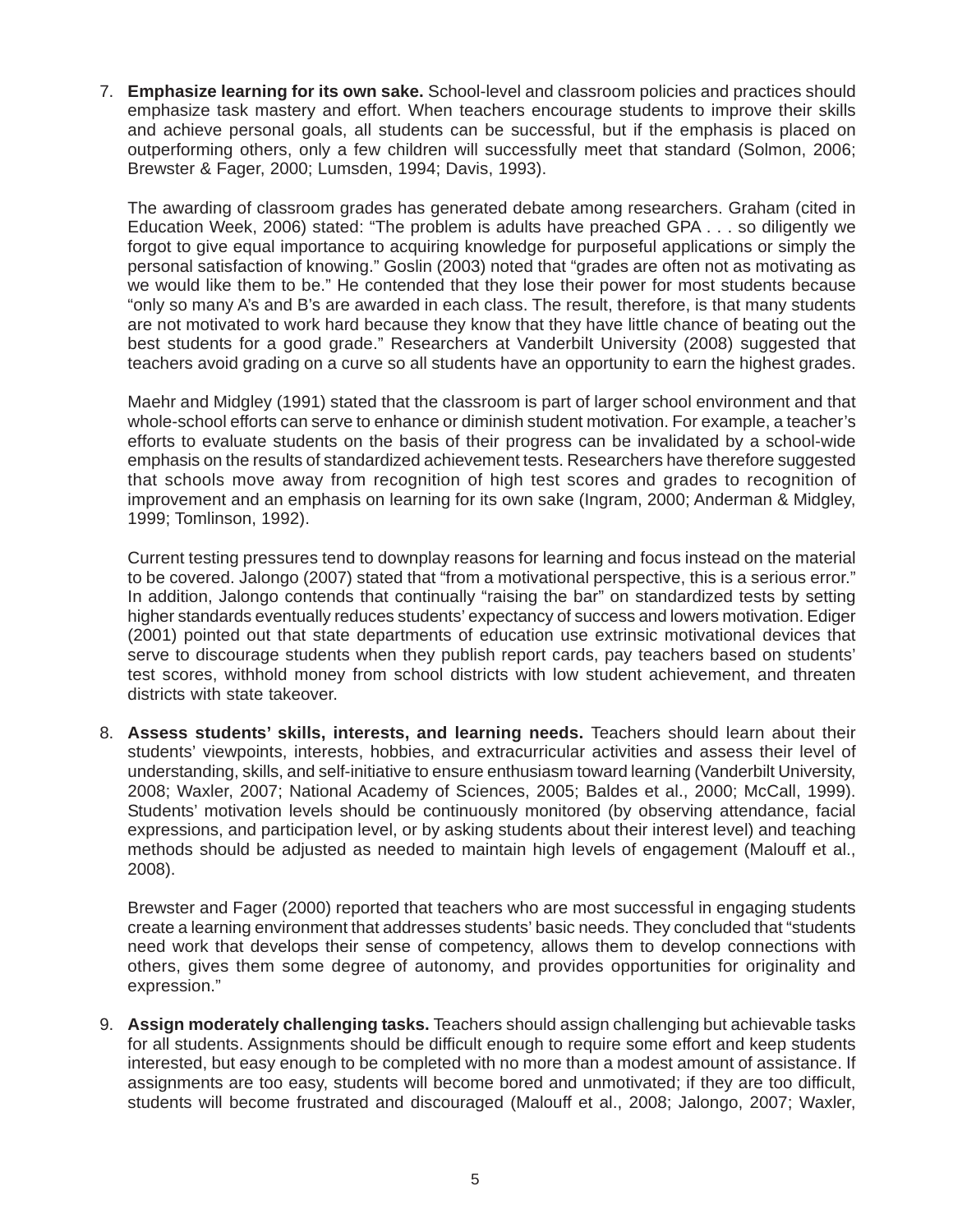7. **Emphasize learning for its own sake.** School-level and classroom policies and practices should emphasize task mastery and effort. When teachers encourage students to improve their skills and achieve personal goals, all students can be successful, but if the emphasis is placed on outperforming others, only a few children will successfully meet that standard (Solmon, 2006; Brewster & Fager, 2000; Lumsden, 1994; Davis, 1993).

   The awarding of classroom grades has generated debate among researchers. Graham (cited in Education Week, 2006) stated: "The problem is adults have preached GPA . . . so diligently we forgot to give equal importance to acquiring knowledge for purposeful applications or simply the personal satisfaction of knowing." Goslin (2003) noted that "grades are often not as motivating as we would like them to be." He contended that they lose their power for most students because "only so many A's and B's are awarded in each class. The result, therefore, is that many students are not motivated to work hard because they know that they have little chance of beating out the best students for a good grade." Researchers at Vanderbilt University (2008) suggested that teachers avoid grading on a curve so all students have an opportunity to earn the highest grades.

   Maehr and Midgley (1991) stated that the classroom is part of larger school environment and that whole-school efforts can serve to enhance or diminish student motivation. For example, a teacher's efforts to evaluate students on the basis of their progress can be invalidated by a school-wide emphasis on the results of standardized achievement tests. Researchers have therefore suggested that schools move away from recognition of high test scores and grades to recognition of improvement and an emphasis on learning for its own sake (Ingram, 2000; Anderman & Midgley, 1999; Tomlinson, 1992).

   Current testing pressures tend to downplay reasons for learning and focus instead on the material to be covered. Jalongo (2007) stated that "from a motivational perspective, this is a serious error." In addition, Jalongo contends that continually "raising the bar" on standardized tests by setting higher standards eventually reduces students' expectancy of success and lowers motivation. Ediger (2001) pointed out that state departments of education use extrinsic motivational devices that serve to discourage students when they publish report cards, pay teachers based on students' test scores, withhold money from school districts with low student achievement, and threaten districts with state takeover.

8. **Assess students' skills, interests, and learning needs.** Teachers should learn about their students' viewpoints, interests, hobbies, and extracurricular activities and assess their level of understanding, skills, and self-initiative to ensure enthusiasm toward learning (Vanderbilt University, 2008; Waxler, 2007; National Academy of Sciences, 2005; Baldes et al., 2000; McCall, 1999). Students' motivation levels should be continuously monitored (by observing attendance, facial expressions, and participation level, or by asking students about their interest level) and teaching methods should be adjusted as needed to maintain high levels of engagement (Malouff et al., 2008).

   Brewster and Fager (2000) reported that teachers who are most successful in engaging students create a learning environment that addresses students' basic needs. They concluded that "students need work that develops their sense of competency, allows them to develop connections with others, gives them some degree of autonomy, and provides opportunities for originality and expression."

9. **Assign moderately challenging tasks.** Teachers should assign challenging but achievable tasks for all students. Assignments should be difficult enough to require some effort and keep students interested, but easy enough to be completed with no more than a modest amount of assistance. If assignments are too easy, students will become bored and unmotivated; if they are too difficult, students will become frustrated and discouraged (Malouff et al., 2008; Jalongo, 2007; Waxler,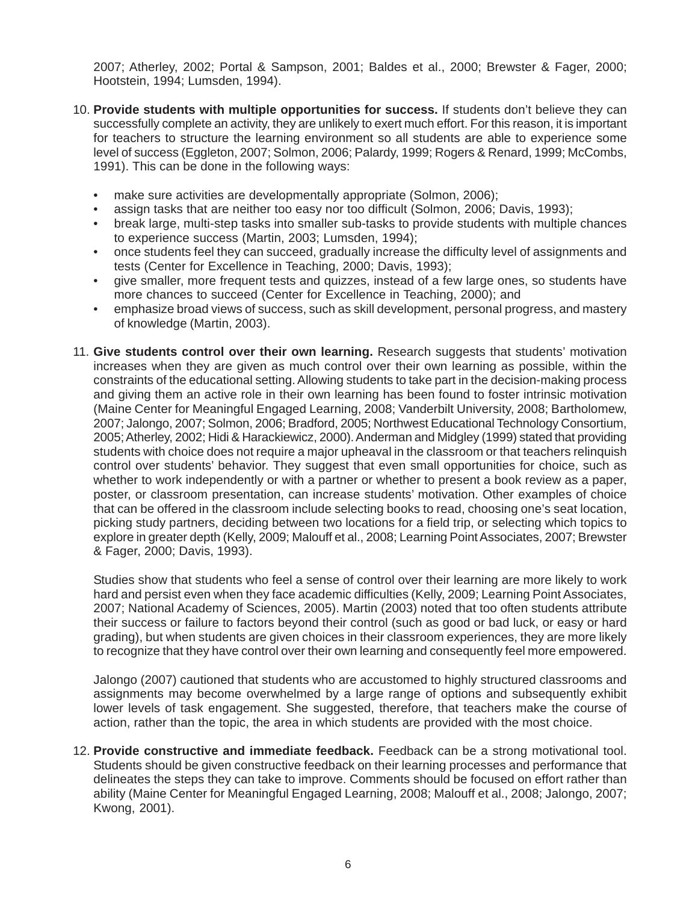2007; Atherley, 2002; Portal & Sampson, 2001; Baldes et al., 2000; Brewster & Fager, 2000; Hootstein, 1994; Lumsden, 1994).

10. **Provide students with multiple opportunities for success.** If students don't believe they can successfully complete an activity, they are unlikely to exert much effort. For this reason, it is important for teachers to structure the learning environment so all students are able to experience some level of success (Eggleton, 2007; Solmon, 2006; Palardy, 1999; Rogers & Renard, 1999; McCombs, 1991). This can be done in the following ways:

    - make sure activities are developmentally appropriate (Solmon, 2006);
    - assign tasks that are neither too easy nor too difficult (Solmon, 2006; Davis, 1993);
    - break large, multi-step tasks into smaller sub-tasks to provide students with multiple chances to experience success (Martin, 2003; Lumsden, 1994);
    - once students feel they can succeed, gradually increase the difficulty level of assignments and tests (Center for Excellence in Teaching, 2000; Davis, 1993);
    - give smaller, more frequent tests and quizzes, instead of a few large ones, so students have more chances to succeed (Center for Excellence in Teaching, 2000); and
    - emphasize broad views of success, such as skill development, personal progress, and mastery of knowledge (Martin, 2003).

11. **Give students control over their own learning.** Research suggests that students' motivation increases when they are given as much control over their own learning as possible, within the constraints of the educational setting. Allowing students to take part in the decision-making process and giving them an active role in their own learning has been found to foster intrinsic motivation (Maine Center for Meaningful Engaged Learning, 2008; Vanderbilt University, 2008; Bartholomew, 2007; Jalongo, 2007; Solmon, 2006; Bradford, 2005; Northwest Educational Technology Consortium, 2005; Atherley, 2002; Hidi & Harackiewicz, 2000). Anderman and Midgley (1999) stated that providing students with choice does not require a major upheaval in the classroom or that teachers relinquish control over students' behavior. They suggest that even small opportunities for choice, such as whether to work independently or with a partner or whether to present a book review as a paper, poster, or classroom presentation, can increase students' motivation. Other examples of choice that can be offered in the classroom include selecting books to read, choosing one's seat location, picking study partners, deciding between two locations for a field trip, or selecting which topics to explore in greater depth (Kelly, 2009; Malouff et al., 2008; Learning Point Associates, 2007; Brewster & Fager, 2000; Davis, 1993).

    Studies show that students who feel a sense of control over their learning are more likely to work hard and persist even when they face academic difficulties (Kelly, 2009; Learning Point Associates, 2007; National Academy of Sciences, 2005). Martin (2003) noted that too often students attribute their success or failure to factors beyond their control (such as good or bad luck, or easy or hard grading), but when students are given choices in their classroom experiences, they are more likely to recognize that they have control over their own learning and consequently feel more empowered.

    Jalongo (2007) cautioned that students who are accustomed to highly structured classrooms and assignments may become overwhelmed by a large range of options and subsequently exhibit lower levels of task engagement. She suggested, therefore, that teachers make the course of action, rather than the topic, the area in which students are provided with the most choice.

12. **Provide constructive and immediate feedback.** Feedback can be a strong motivational tool. Students should be given constructive feedback on their learning processes and performance that delineates the steps they can take to improve. Comments should be focused on effort rather than ability (Maine Center for Meaningful Engaged Learning, 2008; Malouff et al., 2008; Jalongo, 2007; Kwong, 2001).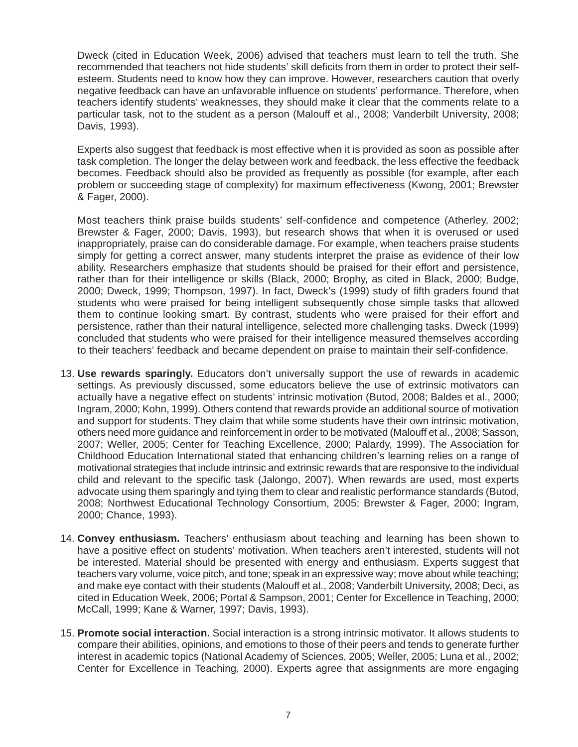Dweck (cited in Education Week, 2006) advised that teachers must learn to tell the truth. She recommended that teachers not hide students' skill deficits from them in order to protect their self-esteem. Students need to know how they can improve. However, researchers caution that overly negative feedback can have an unfavorable influence on students' performance. Therefore, when teachers identify students' weaknesses, they should make it clear that the comments relate to a particular task, not to the student as a person (Malouff et al., 2008; Vanderbilt University, 2008; Davis, 1993).

Experts also suggest that feedback is most effective when it is provided as soon as possible after task completion. The longer the delay between work and feedback, the less effective the feedback becomes. Feedback should also be provided as frequently as possible (for example, after each problem or succeeding stage of complexity) for maximum effectiveness (Kwong, 2001; Brewster & Fager, 2000).

Most teachers think praise builds students' self-confidence and competence (Atherley, 2002; Brewster & Fager, 2000; Davis, 1993), but research shows that when it is overused or used inappropriately, praise can do considerable damage. For example, when teachers praise students simply for getting a correct answer, many students interpret the praise as evidence of their low ability. Researchers emphasize that students should be praised for their effort and persistence, rather than for their intelligence or skills (Black, 2000; Brophy, as cited in Black, 2000; Budge, 2000; Dweck, 1999; Thompson, 1997). In fact, Dweck's (1999) study of fifth graders found that students who were praised for being intelligent subsequently chose simple tasks that allowed them to continue looking smart. By contrast, students who were praised for their effort and persistence, rather than their natural intelligence, selected more challenging tasks. Dweck (1999) concluded that students who were praised for their intelligence measured themselves according to their teachers' feedback and became dependent on praise to maintain their self-confidence.

13. **Use rewards sparingly.** Educators don't universally support the use of rewards in academic settings. As previously discussed, some educators believe the use of extrinsic motivators can actually have a negative effect on students' intrinsic motivation (Butod, 2008; Baldes et al., 2000; Ingram, 2000; Kohn, 1999). Others contend that rewards provide an additional source of motivation and support for students. They claim that while some students have their own intrinsic motivation, others need more guidance and reinforcement in order to be motivated (Malouff et al., 2008; Sasson, 2007; Weller, 2005; Center for Teaching Excellence, 2000; Palardy, 1999). The Association for Childhood Education International stated that enhancing children's learning relies on a range of motivational strategies that include intrinsic and extrinsic rewards that are responsive to the individual child and relevant to the specific task (Jalongo, 2007). When rewards are used, most experts advocate using them sparingly and tying them to clear and realistic performance standards (Butod, 2008; Northwest Educational Technology Consortium, 2005; Brewster & Fager, 2000; Ingram, 2000; Chance, 1993).

14. **Convey enthusiasm.** Teachers' enthusiasm about teaching and learning has been shown to have a positive effect on students' motivation. When teachers aren't interested, students will not be interested. Material should be presented with energy and enthusiasm. Experts suggest that teachers vary volume, voice pitch, and tone; speak in an expressive way; move about while teaching; and make eye contact with their students (Malouff et al., 2008; Vanderbilt University, 2008; Deci, as cited in Education Week, 2006; Portal & Sampson, 2001; Center for Excellence in Teaching, 2000; McCall, 1999; Kane & Warner, 1997; Davis, 1993).

15. **Promote social interaction.** Social interaction is a strong intrinsic motivator. It allows students to compare their abilities, opinions, and emotions to those of their peers and tends to generate further interest in academic topics (National Academy of Sciences, 2005; Weller, 2005; Luna et al., 2002; Center for Excellence in Teaching, 2000). Experts agree that assignments are more engaging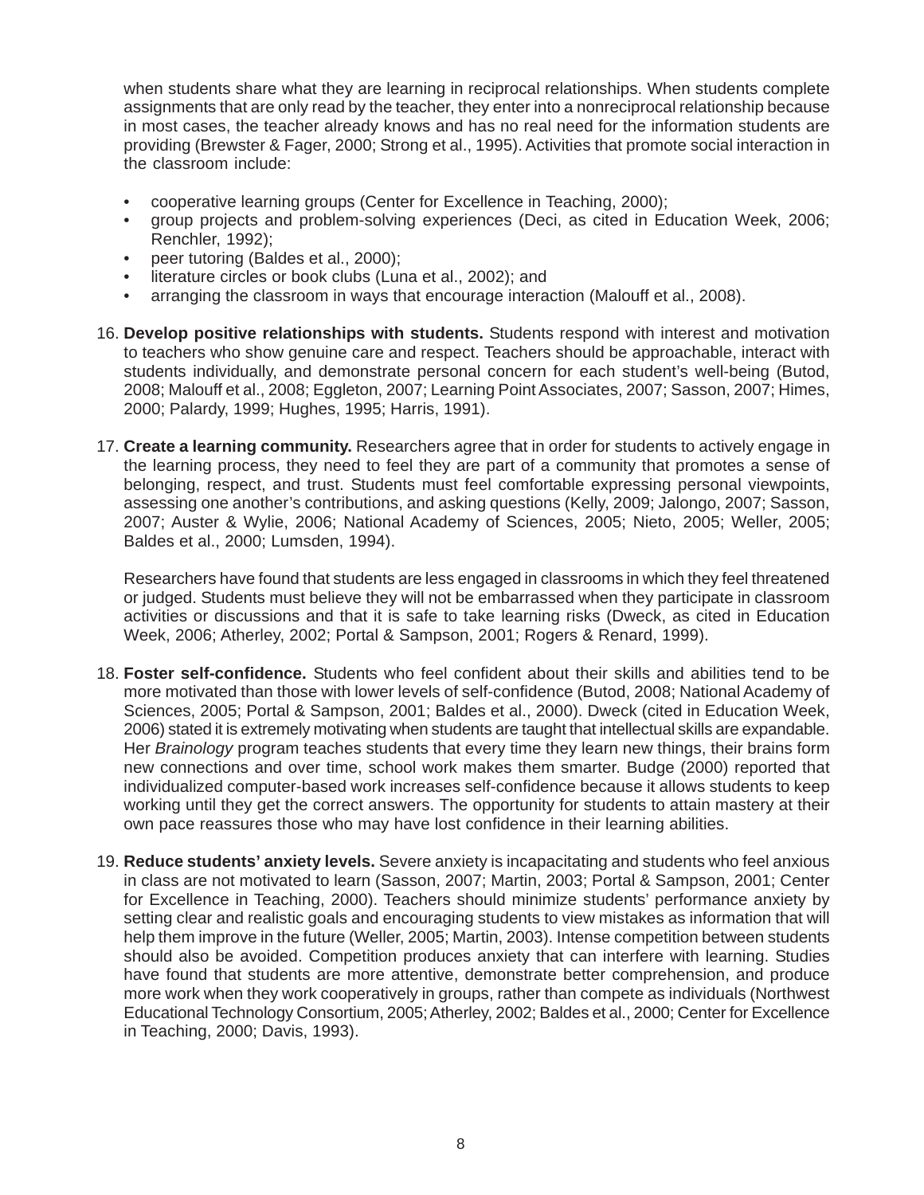when students share what they are learning in reciprocal relationships. When students complete assignments that are only read by the teacher, they enter into a nonreciprocal relationship because in most cases, the teacher already knows and has no real need for the information students are providing (Brewster & Fager, 2000; Strong et al., 1995). Activities that promote social interaction in the classroom include:

- cooperative learning groups (Center for Excellence in Teaching, 2000);
- group projects and problem-solving experiences (Deci, as cited in Education Week, 2006; Renchler, 1992);
- peer tutoring (Baldes et al., 2000);
- literature circles or book clubs (Luna et al., 2002); and
- arranging the classroom in ways that encourage interaction (Malouff et al., 2008).

16. **Develop positive relationships with students.** Students respond with interest and motivation to teachers who show genuine care and respect. Teachers should be approachable, interact with students individually, and demonstrate personal concern for each student's well-being (Butod, 2008; Malouff et al., 2008; Eggleton, 2007; Learning Point Associates, 2007; Sasson, 2007; Himes, 2000; Palardy, 1999; Hughes, 1995; Harris, 1991).

17. **Create a learning community.** Researchers agree that in order for students to actively engage in the learning process, they need to feel they are part of a community that promotes a sense of belonging, respect, and trust. Students must feel comfortable expressing personal viewpoints, assessing one another's contributions, and asking questions (Kelly, 2009; Jalongo, 2007; Sasson, 2007; Auster & Wylie, 2006; National Academy of Sciences, 2005; Nieto, 2005; Weller, 2005; Baldes et al., 2000; Lumsden, 1994).

    Researchers have found that students are less engaged in classrooms in which they feel threatened or judged. Students must believe they will not be embarrassed when they participate in classroom activities or discussions and that it is safe to take learning risks (Dweck, as cited in Education Week, 2006; Atherley, 2002; Portal & Sampson, 2001; Rogers & Renard, 1999).

18. **Foster self-confidence.** Students who feel confident about their skills and abilities tend to be more motivated than those with lower levels of self-confidence (Butod, 2008; National Academy of Sciences, 2005; Portal & Sampson, 2001; Baldes et al., 2000). Dweck (cited in Education Week, 2006) stated it is extremely motivating when students are taught that intellectual skills are expandable. Her *Brainology* program teaches students that every time they learn new things, their brains form new connections and over time, school work makes them smarter. Budge (2000) reported that individualized computer-based work increases self-confidence because it allows students to keep working until they get the correct answers. The opportunity for students to attain mastery at their own pace reassures those who may have lost confidence in their learning abilities.

19. **Reduce students' anxiety levels.** Severe anxiety is incapacitating and students who feel anxious in class are not motivated to learn (Sasson, 2007; Martin, 2003; Portal & Sampson, 2001; Center for Excellence in Teaching, 2000). Teachers should minimize students' performance anxiety by setting clear and realistic goals and encouraging students to view mistakes as information that will help them improve in the future (Weller, 2005; Martin, 2003). Intense competition between students should also be avoided. Competition produces anxiety that can interfere with learning. Studies have found that students are more attentive, demonstrate better comprehension, and produce more work when they work cooperatively in groups, rather than compete as individuals (Northwest Educational Technology Consortium, 2005; Atherley, 2002; Baldes et al., 2000; Center for Excellence in Teaching, 2000; Davis, 1993).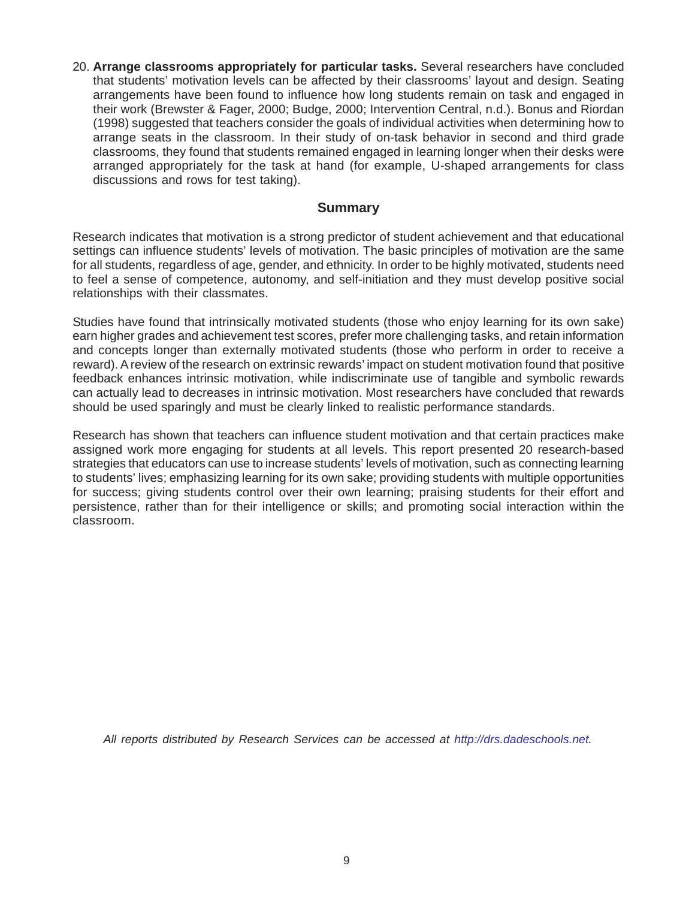20. **Arrange classrooms appropriately for particular tasks.** Several researchers have concluded that students' motivation levels can be affected by their classrooms' layout and design. Seating arrangements have been found to influence how long students remain on task and engaged in their work (Brewster & Fager, 2000; Budge, 2000; Intervention Central, n.d.). Bonus and Riordan (1998) suggested that teachers consider the goals of individual activities when determining how to arrange seats in the classroom. In their study of on-task behavior in second and third grade classrooms, they found that students remained engaged in learning longer when their desks were arranged appropriately for the task at hand (for example, U-shaped arrangements for class discussions and rows for test taking).

## Summary

Research indicates that motivation is a strong predictor of student achievement and that educational settings can influence students' levels of motivation. The basic principles of motivation are the same for all students, regardless of age, gender, and ethnicity. In order to be highly motivated, students need to feel a sense of competence, autonomy, and self-initiation and they must develop positive social relationships with their classmates.

Studies have found that intrinsically motivated students (those who enjoy learning for its own sake) earn higher grades and achievement test scores, prefer more challenging tasks, and retain information and concepts longer than externally motivated students (those who perform in order to receive a reward). A review of the research on extrinsic rewards' impact on student motivation found that positive feedback enhances intrinsic motivation, while indiscriminate use of tangible and symbolic rewards can actually lead to decreases in intrinsic motivation. Most researchers have concluded that rewards should be used sparingly and must be clearly linked to realistic performance standards.

Research has shown that teachers can influence student motivation and that certain practices make assigned work more engaging for students at all levels. This report presented 20 research-based strategies that educators can use to increase students' levels of motivation, such as connecting learning to students' lives; emphasizing learning for its own sake; providing students with multiple opportunities for success; giving students control over their own learning; praising students for their effort and persistence, rather than for their intelligence or skills; and promoting social interaction within the classroom.

*All reports distributed by Research Services can be accessed at http://drs.dadeschools.net.*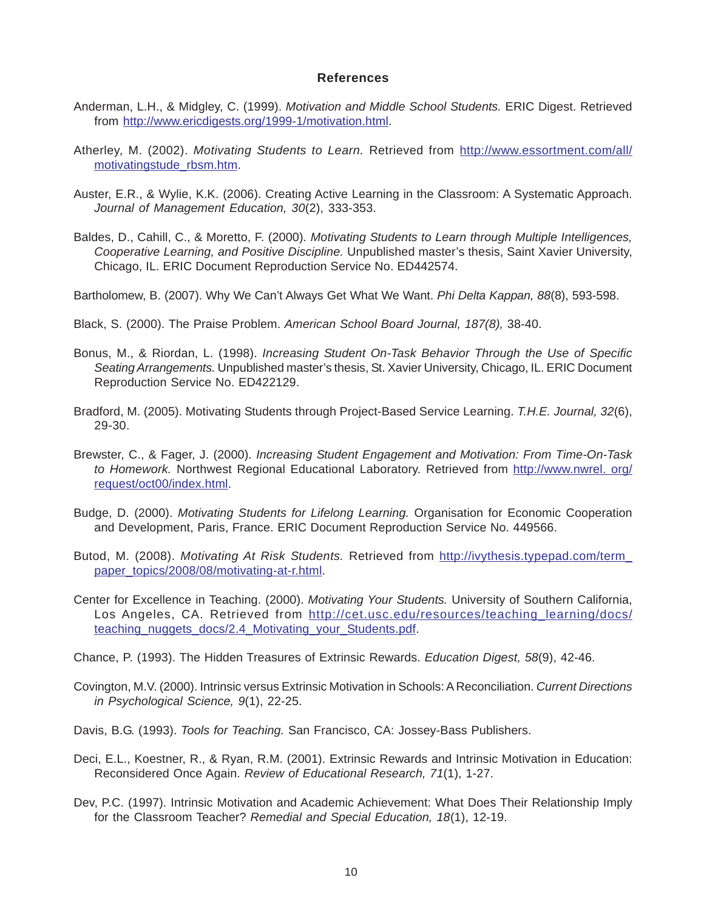## References

Anderman, L.H., & Midgley, C. (1999). *Motivation and Middle School Students.* ERIC Digest. Retrieved from http://www.ericdigests.org/1999-1/motivation.html.

Atherley, M. (2002). *Motivating Students to Learn.* Retrieved from http://www.essortment.com/all/motivatingstude_rbsm.htm.

Auster, E.R., & Wylie, K.K. (2006). Creating Active Learning in the Classroom: A Systematic Approach. *Journal of Management Education, 30*(2), 333-353.

Baldes, D., Cahill, C., & Moretto, F. (2000). *Motivating Students to Learn through Multiple Intelligences, Cooperative Learning, and Positive Discipline.* Unpublished master's thesis, Saint Xavier University, Chicago, IL. ERIC Document Reproduction Service No. ED442574.

Bartholomew, B. (2007). Why We Can't Always Get What We Want. *Phi Delta Kappan, 88*(8), 593-598.

Black, S. (2000). The Praise Problem. *American School Board Journal, 187(8),* 38-40.

Bonus, M., & Riordan, L. (1998). *Increasing Student On-Task Behavior Through the Use of Specific Seating Arrangements.* Unpublished master's thesis, St. Xavier University, Chicago, IL. ERIC Document Reproduction Service No. ED422129.

Bradford, M. (2005). Motivating Students through Project-Based Service Learning. *T.H.E. Journal, 32*(6), 29-30.

Brewster, C., & Fager, J. (2000). *Increasing Student Engagement and Motivation: From Time-On-Task to Homework.* Northwest Regional Educational Laboratory. Retrieved from http://www.nwrel. org/request/oct00/index.html.

Budge, D. (2000). *Motivating Students for Lifelong Learning.* Organisation for Economic Cooperation and Development, Paris, France. ERIC Document Reproduction Service No. 449566.

Butod, M. (2008). *Motivating At Risk Students.* Retrieved from http://ivythesis.typepad.com/term_paper_topics/2008/08/motivating-at-r.html.

Center for Excellence in Teaching. (2000). *Motivating Your Students.* University of Southern California, Los Angeles, CA. Retrieved from http://cet.usc.edu/resources/teaching_learning/docs/teaching_nuggets_docs/2.4_Motivating_your_Students.pdf.

Chance, P. (1993). The Hidden Treasures of Extrinsic Rewards. *Education Digest, 58*(9), 42-46.

Covington, M.V. (2000). Intrinsic versus Extrinsic Motivation in Schools: A Reconciliation. *Current Directions in Psychological Science, 9*(1), 22-25.

Davis, B.G. (1993). *Tools for Teaching.* San Francisco, CA: Jossey-Bass Publishers.

Deci, E.L., Koestner, R., & Ryan, R.M. (2001). Extrinsic Rewards and Intrinsic Motivation in Education: Reconsidered Once Again. *Review of Educational Research, 71*(1), 1-27.

Dev, P.C. (1997). Intrinsic Motivation and Academic Achievement: What Does Their Relationship Imply for the Classroom Teacher? *Remedial and Special Education, 18*(1), 12-19.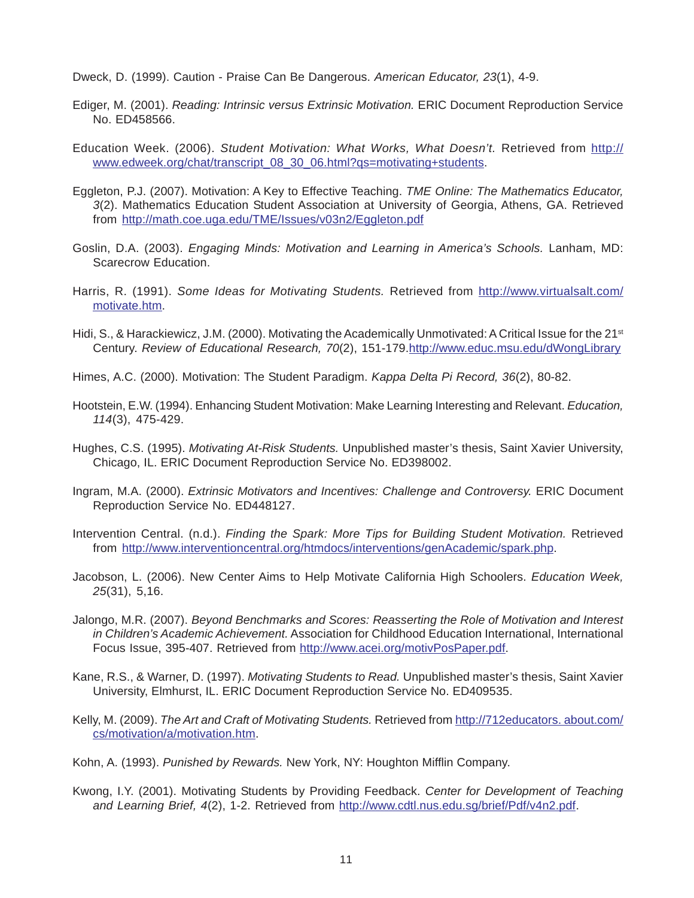Dweck, D. (1999). Caution - Praise Can Be Dangerous. *American Educator, 23*(1), 4-9.

Ediger, M. (2001). *Reading: Intrinsic versus Extrinsic Motivation.* ERIC Document Reproduction Service No. ED458566.

Education Week. (2006). *Student Motivation: What Works, What Doesn't.* Retrieved from http://www.edweek.org/chat/transcript_08_30_06.html?qs=motivating+students.

Eggleton, P.J. (2007). Motivation: A Key to Effective Teaching. *TME Online: The Mathematics Educator, 3*(2). Mathematics Education Student Association at University of Georgia, Athens, GA. Retrieved from http://math.coe.uga.edu/TME/Issues/v03n2/Eggleton.pdf

Goslin, D.A. (2003). *Engaging Minds: Motivation and Learning in America's Schools.* Lanham, MD: Scarecrow Education.

Harris, R. (1991). *Some Ideas for Motivating Students.* Retrieved from http://www.virtualsalt.com/motivate.htm.

Hidi, S., & Harackiewicz, J.M. (2000). Motivating the Academically Unmotivated: A Critical Issue for the 21st Century. *Review of Educational Research, 70*(2), 151-179.http://www.educ.msu.edu/dWongLibrary

Himes, A.C. (2000). Motivation: The Student Paradigm. *Kappa Delta Pi Record, 36*(2), 80-82.

Hootstein, E.W. (1994). Enhancing Student Motivation: Make Learning Interesting and Relevant. *Education, 114*(3), 475-429.

Hughes, C.S. (1995). *Motivating At-Risk Students.* Unpublished master's thesis, Saint Xavier University, Chicago, IL. ERIC Document Reproduction Service No. ED398002.

Ingram, M.A. (2000). *Extrinsic Motivators and Incentives: Challenge and Controversy.* ERIC Document Reproduction Service No. ED448127.

Intervention Central. (n.d.). *Finding the Spark: More Tips for Building Student Motivation.* Retrieved from http://www.interventioncentral.org/htmdocs/interventions/genAcademic/spark.php.

Jacobson, L. (2006). New Center Aims to Help Motivate California High Schoolers. *Education Week, 25*(31), 5,16.

Jalongo, M.R. (2007). *Beyond Benchmarks and Scores: Reasserting the Role of Motivation and Interest in Children's Academic Achievement.* Association for Childhood Education International, International Focus Issue, 395-407. Retrieved from http://www.acei.org/motivPosPaper.pdf.

Kane, R.S., & Warner, D. (1997). *Motivating Students to Read.* Unpublished master's thesis, Saint Xavier University, Elmhurst, IL. ERIC Document Reproduction Service No. ED409535.

Kelly, M. (2009). *The Art and Craft of Motivating Students.* Retrieved from http://712educators. about.com/cs/motivation/a/motivation.htm.

Kohn, A. (1993). *Punished by Rewards.* New York, NY: Houghton Mifflin Company.

Kwong, I.Y. (2001). Motivating Students by Providing Feedback. *Center for Development of Teaching and Learning Brief, 4*(2), 1-2. Retrieved from http://www.cdtl.nus.edu.sg/brief/Pdf/v4n2.pdf.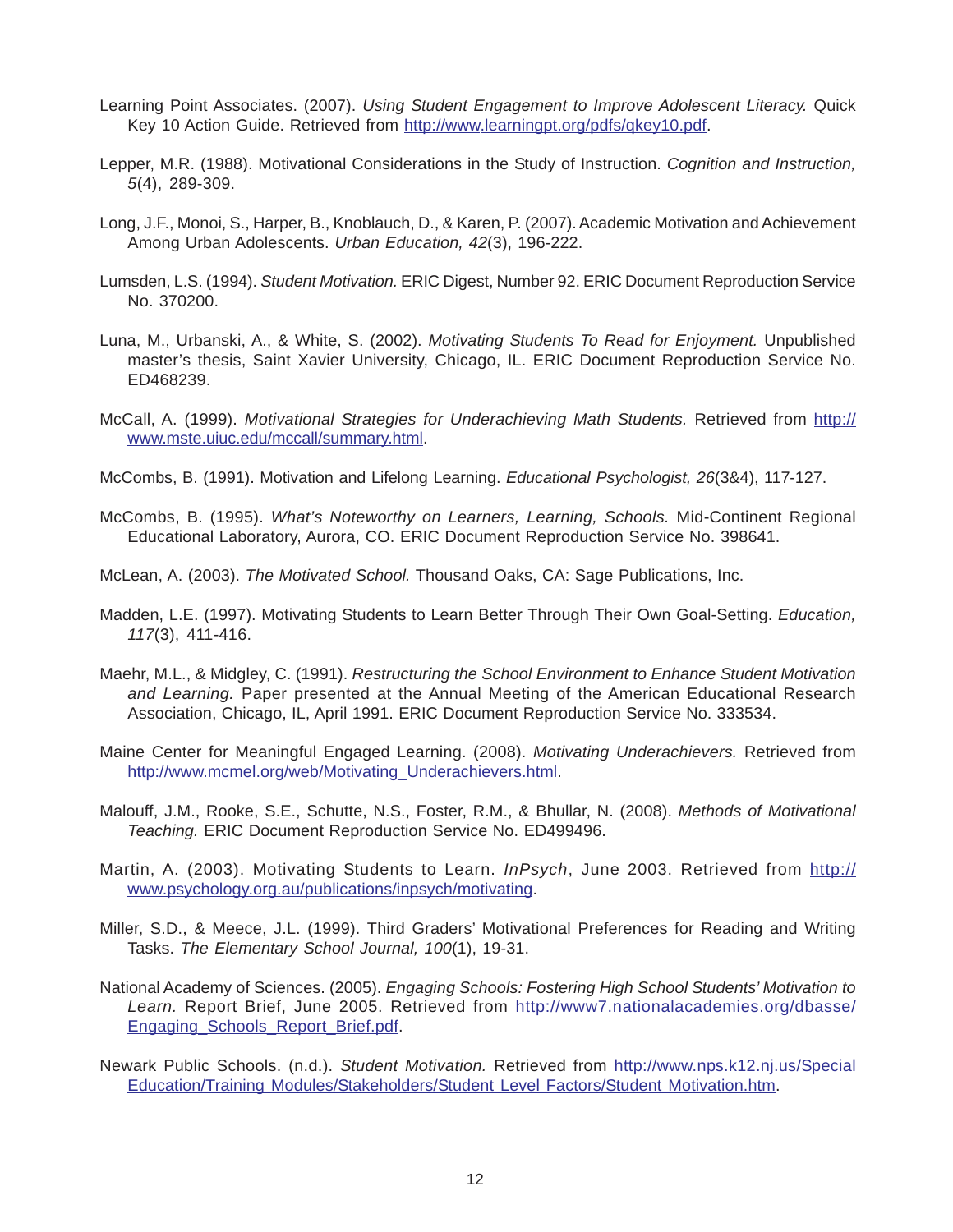Learning Point Associates. (2007). *Using Student Engagement to Improve Adolescent Literacy.* Quick Key 10 Action Guide. Retrieved from http://www.learningpt.org/pdfs/qkey10.pdf.

Lepper, M.R. (1988). Motivational Considerations in the Study of Instruction. *Cognition and Instruction, 5*(4), 289-309.

Long, J.F., Monoi, S., Harper, B., Knoblauch, D., & Karen, P. (2007). Academic Motivation and Achievement Among Urban Adolescents. *Urban Education, 42*(3), 196-222.

Lumsden, L.S. (1994). *Student Motivation.* ERIC Digest, Number 92. ERIC Document Reproduction Service No. 370200.

Luna, M., Urbanski, A., & White, S. (2002). *Motivating Students To Read for Enjoyment.* Unpublished master's thesis, Saint Xavier University, Chicago, IL. ERIC Document Reproduction Service No. ED468239.

McCall, A. (1999). *Motivational Strategies for Underachieving Math Students.* Retrieved from http://www.mste.uiuc.edu/mccall/summary.html.

McCombs, B. (1991). Motivation and Lifelong Learning. *Educational Psychologist, 26*(3&4), 117-127.

McCombs, B. (1995). *What's Noteworthy on Learners, Learning, Schools.* Mid-Continent Regional Educational Laboratory, Aurora, CO. ERIC Document Reproduction Service No. 398641.

McLean, A. (2003). *The Motivated School.* Thousand Oaks, CA: Sage Publications, Inc.

Madden, L.E. (1997). Motivating Students to Learn Better Through Their Own Goal-Setting. *Education, 117*(3), 411-416.

Maehr, M.L., & Midgley, C. (1991). *Restructuring the School Environment to Enhance Student Motivation and Learning.* Paper presented at the Annual Meeting of the American Educational Research Association, Chicago, IL, April 1991. ERIC Document Reproduction Service No. 333534.

Maine Center for Meaningful Engaged Learning. (2008). *Motivating Underachievers.* Retrieved from http://www.mcmel.org/web/Motivating_Underachievers.html.

Malouff, J.M., Rooke, S.E., Schutte, N.S., Foster, R.M., & Bhullar, N. (2008). *Methods of Motivational Teaching.* ERIC Document Reproduction Service No. ED499496.

Martin, A. (2003). Motivating Students to Learn. *InPsych*, June 2003. Retrieved from http://www.psychology.org.au/publications/inpsych/motivating.

Miller, S.D., & Meece, J.L. (1999). Third Graders' Motivational Preferences for Reading and Writing Tasks. *The Elementary School Journal, 100*(1), 19-31.

National Academy of Sciences. (2005). *Engaging Schools: Fostering High School Students' Motivation to Learn.* Report Brief, June 2005. Retrieved from http://www7.nationalacademies.org/dbasse/Engaging_Schools_Report_Brief.pdf.

Newark Public Schools. (n.d.). *Student Motivation.* Retrieved from http://www.nps.k12.nj.us/Special Education/Training Modules/Stakeholders/Student Level Factors/Student Motivation.htm.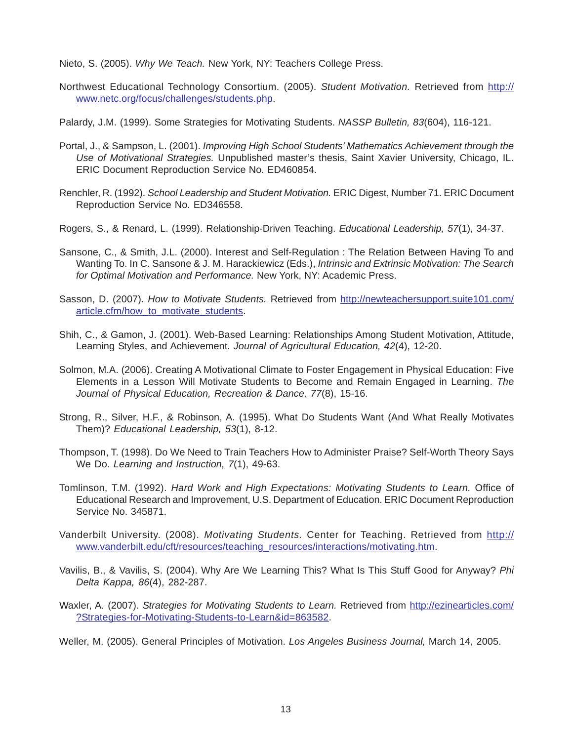Nieto, S. (2005). *Why We Teach.* New York, NY: Teachers College Press.

Northwest Educational Technology Consortium. (2005). *Student Motivation.* Retrieved from [http://www.netc.org/focus/challenges/students.php](http://www.netc.org/focus/challenges/students.php).

Palardy, J.M. (1999). Some Strategies for Motivating Students. *NASSP Bulletin, 83*(604), 116-121.

Portal, J., & Sampson, L. (2001). *Improving High School Students' Mathematics Achievement through the Use of Motivational Strategies.* Unpublished master's thesis, Saint Xavier University, Chicago, IL. ERIC Document Reproduction Service No. ED460854.

Renchler, R. (1992). *School Leadership and Student Motivation.* ERIC Digest, Number 71. ERIC Document Reproduction Service No. ED346558.

Rogers, S., & Renard, L. (1999). Relationship-Driven Teaching. *Educational Leadership, 57*(1), 34-37.

Sansone, C., & Smith, J.L. (2000). Interest and Self-Regulation : The Relation Between Having To and Wanting To. In C. Sansone & J. M. Harackiewicz (Eds.), *Intrinsic and Extrinsic Motivation: The Search for Optimal Motivation and Performance.* New York, NY: Academic Press.

Sasson, D. (2007). *How to Motivate Students.* Retrieved from [http://newteachersupport.suite101.com/article.cfm/how_to_motivate_students](http://newteachersupport.suite101.com/article.cfm/how_to_motivate_students).

Shih, C., & Gamon, J. (2001). Web-Based Learning: Relationships Among Student Motivation, Attitude, Learning Styles, and Achievement. *Journal of Agricultural Education, 42*(4), 12-20.

Solmon, M.A. (2006). Creating A Motivational Climate to Foster Engagement in Physical Education: Five Elements in a Lesson Will Motivate Students to Become and Remain Engaged in Learning. *The Journal of Physical Education, Recreation & Dance, 77*(8), 15-16.

Strong, R., Silver, H.F., & Robinson, A. (1995). What Do Students Want (And What Really Motivates Them)? *Educational Leadership, 53*(1), 8-12.

Thompson, T. (1998). Do We Need to Train Teachers How to Administer Praise? Self-Worth Theory Says We Do. *Learning and Instruction, 7*(1), 49-63.

Tomlinson, T.M. (1992). *Hard Work and High Expectations: Motivating Students to Learn.* Office of Educational Research and Improvement, U.S. Department of Education. ERIC Document Reproduction Service No. 345871.

Vanderbilt University. (2008). *Motivating Students.* Center for Teaching. Retrieved from [http://www.vanderbilt.edu/cft/resources/teaching_resources/interactions/motivating.htm](http://www.vanderbilt.edu/cft/resources/teaching_resources/interactions/motivating.htm).

Vavilis, B., & Vavilis, S. (2004). Why Are We Learning This? What Is This Stuff Good for Anyway? *Phi Delta Kappa, 86*(4), 282-287.

Waxler, A. (2007). *Strategies for Motivating Students to Learn.* Retrieved from [http://ezinearticles.com/?Strategies-for-Motivating-Students-to-Learn&id=863582](http://ezinearticles.com/?Strategies-for-Motivating-Students-to-Learn&id=863582).

Weller, M. (2005). General Principles of Motivation. *Los Angeles Business Journal,* March 14, 2005.